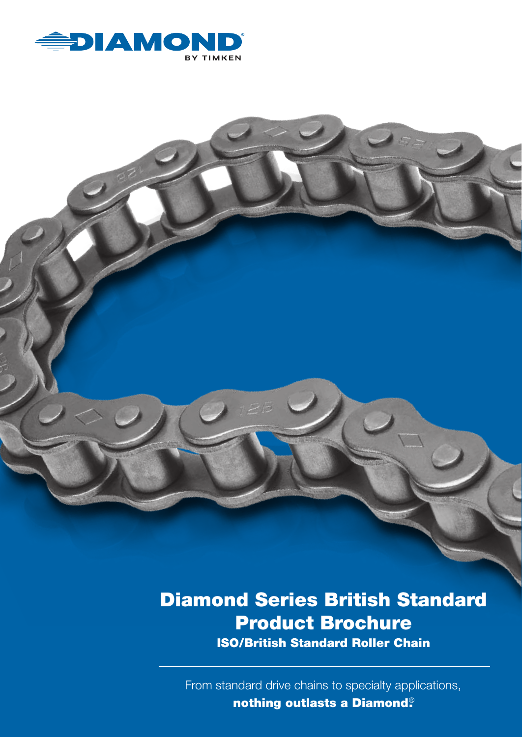DIAMOND®
BY TIMKEN

# Diamond Series British Standard Product Brochure

## ISO/British Standard Roller Chain

From standard drive chains to specialty applications, **nothing outlasts a Diamond.®**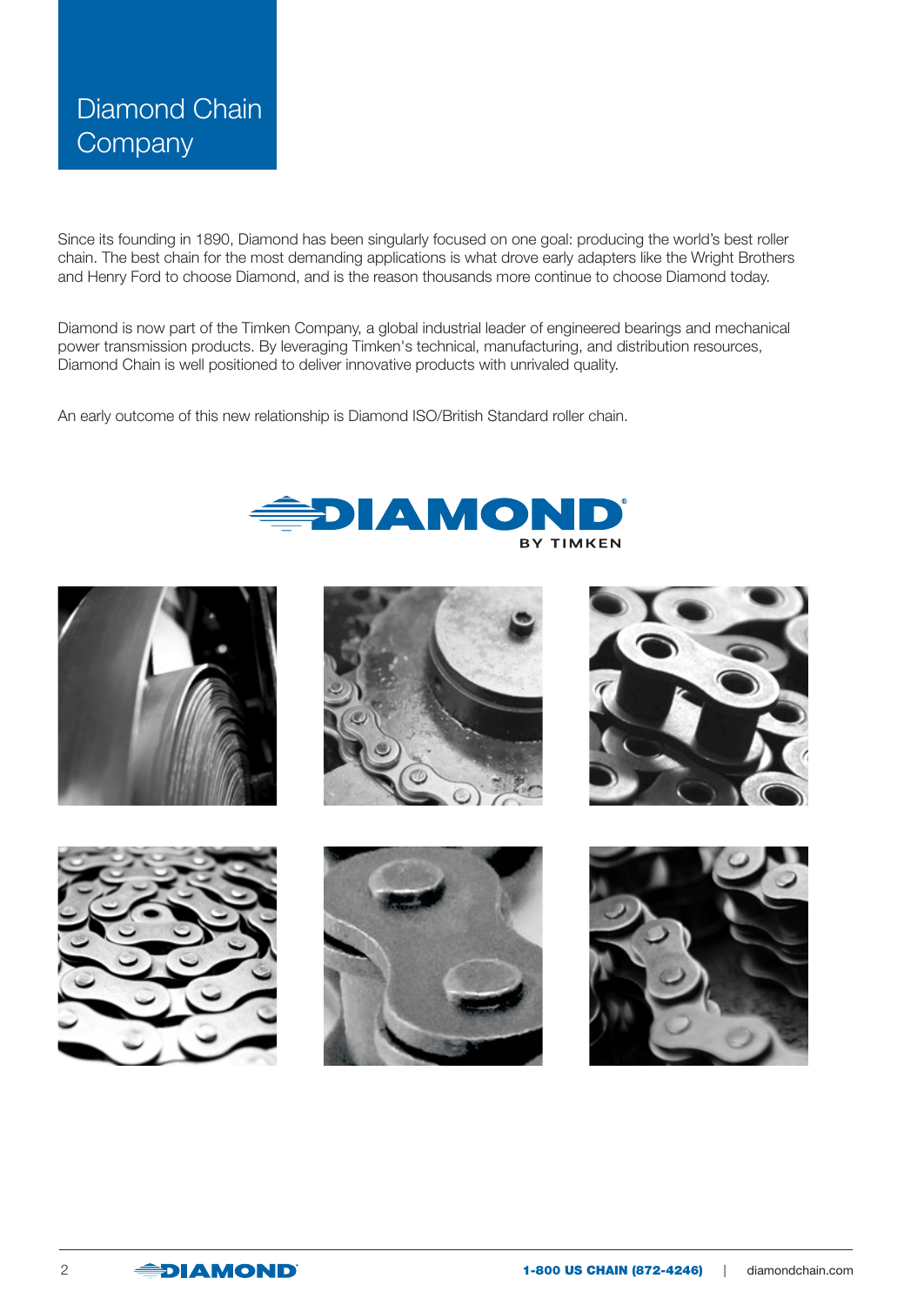# Diamond Chain Company

Since its founding in 1890, Diamond has been singularly focused on one goal: producing the world's best roller chain. The best chain for the most demanding applications is what drove early adapters like the Wright Brothers and Henry Ford to choose Diamond, and is the reason thousands more continue to choose Diamond today.

Diamond is now part of the Timken Company, a global industrial leader of engineered bearings and mechanical power transmission products. By leveraging Timken's technical, manufacturing, and distribution resources, Diamond Chain is well positioned to deliver innovative products with unrivaled quality.

An early outcome of this new relationship is Diamond ISO/British Standard roller chain.

DIAMOND®
BY TIMKEN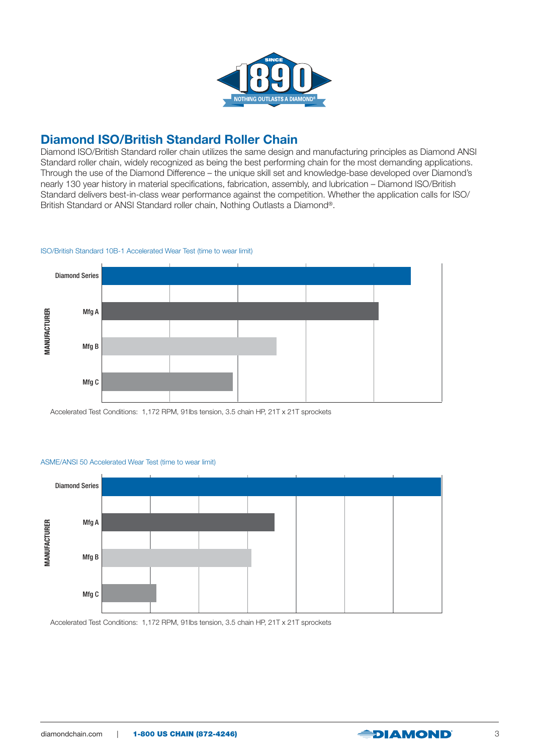## Diamond ISO/British Standard Roller Chain

Diamond ISO/British Standard roller chain utilizes the same design and manufacturing principles as Diamond ANSI Standard roller chain, widely recognized as being the best performing chain for the most demanding applications. Through the use of the Diamond Difference – the unique skill set and knowledge-base developed over Diamond's nearly 130 year history in material specifications, fabrication, assembly, and lubrication – Diamond ISO/British Standard delivers best-in-class wear performance against the competition. Whether the application calls for ISO/British Standard or ANSI Standard roller chain, Nothing Outlasts a Diamond®.

ISO/British Standard 10B-1 Accelerated Wear Test (time to wear limit)

MANUFACTURER: Diamond Series, Mfg A, Mfg B, Mfg C

Accelerated Test Conditions: 1,172 RPM, 91lbs tension, 3.5 chain HP, 21T x 21T sprockets

ASME/ANSI 50 Accelerated Wear Test (time to wear limit)

MANUFACTURER: Diamond Series, Mfg A, Mfg B, Mfg C

Accelerated Test Conditions: 1,172 RPM, 91lbs tension, 3.5 chain HP, 21T x 21T sprockets

diamondchain.com | 1-800 US CHAIN (872-4246)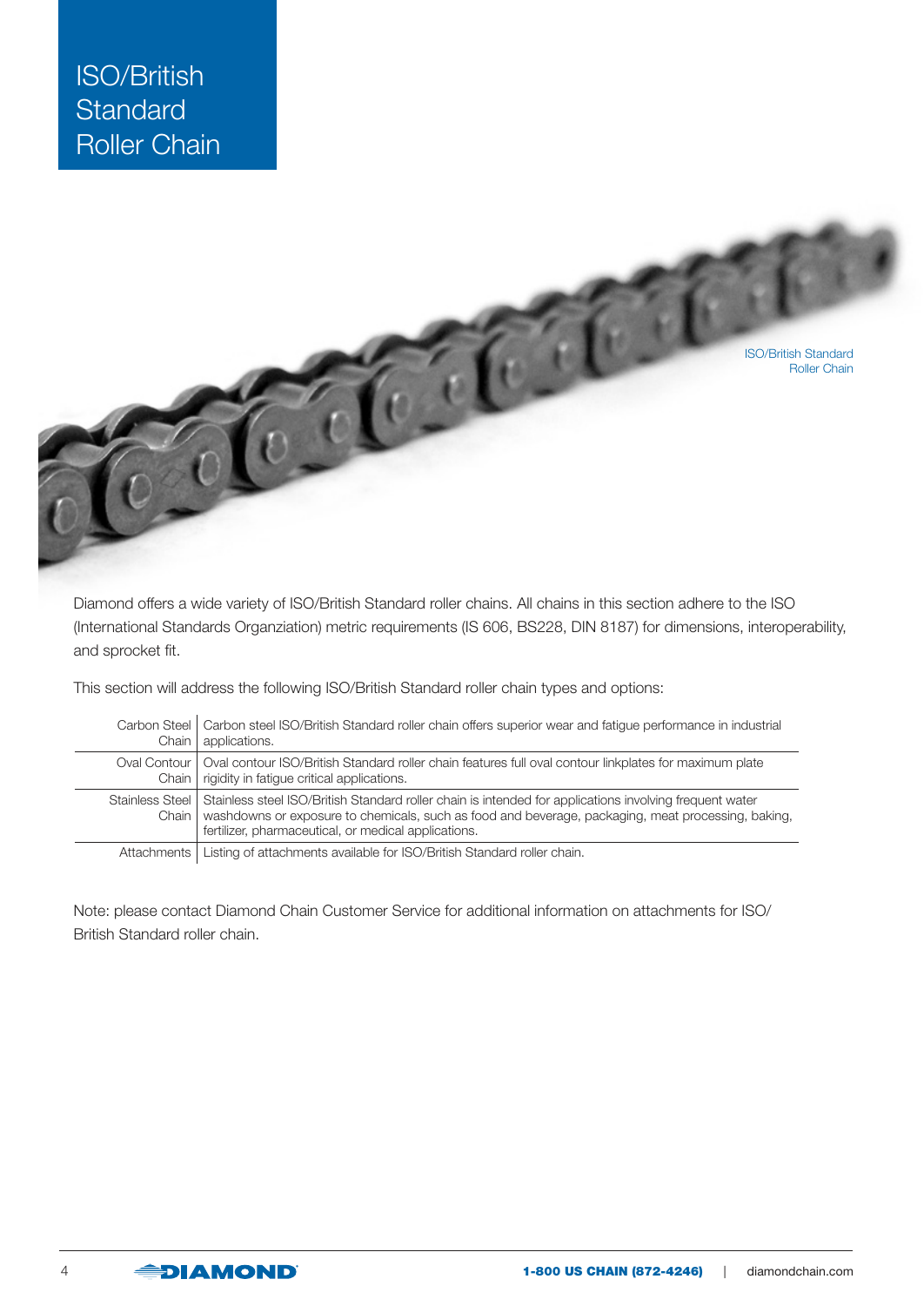# ISO/British Standard Roller Chain

ISO/British Standard Roller Chain

Diamond offers a wide variety of ISO/British Standard roller chains. All chains in this section adhere to the ISO (International Standards Organziation) metric requirements (IS 606, BS228, DIN 8187) for dimensions, interoperability, and sprocket fit.

This section will address the following ISO/British Standard roller chain types and options:

| | |
|---|---|
| Carbon Steel Chain | Carbon steel ISO/British Standard roller chain offers superior wear and fatigue performance in industrial applications. |
| Oval Contour Chain | Oval contour ISO/British Standard roller chain features full oval contour linkplates for maximum plate rigidity in fatigue critical applications. |
| Stainless Steel Chain | Stainless steel ISO/British Standard roller chain is intended for applications involving frequent water washdowns or exposure to chemicals, such as food and beverage, packaging, meat processing, baking, fertilizer, pharmaceutical, or medical applications. |
| Attachments | Listing of attachments available for ISO/British Standard roller chain. |

Note: please contact Diamond Chain Customer Service for additional information on attachments for ISO/ British Standard roller chain.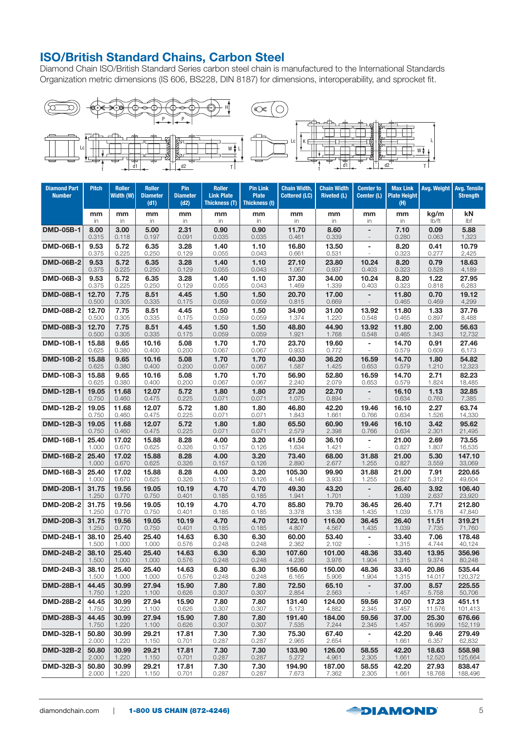## ISO/British Standard Chains, Carbon Steel

Diamond Chain ISO/British Standard Series carbon steel chain is manufactured to the International Standards Organization metric dimensions (IS 606, BS228, DIN 8187) for dimensions, interoperability, and sprocket fit.

| Diamond Part Number | Pitch | Roller Width (W) | Roller Diameter (d1) | Pin Diameter (d2) | Roller Link Plate Thickness (T) | Pin Link Plate Thickness (t) | Chain Width, Cottered (LC) | Chain Width Riveted (L) | Cemter to Cemter (L) | Max Link Plate Height (H) | Avg. Weight | Avg. Tensile Strength |
|---|---|---|---|---|---|---|---|---|---|---|---|---|
| | mm / in | mm / in | mm / in | mm / in | mm / in | mm / in | mm / in | mm / in | mm / in | mm / in | kg/m / lb/ft | kN / lbf |
| DMD-05B-1 | 8.00 / 0.315 | 3.00 / 0.118 | 5.00 / 0.197 | 2.31 / 0.091 | 0.90 / 0.035 | 0.90 / 0.035 | 11.70 / 0.461 | 8.60 / 0.339 | - / - | 7.10 / 0.280 | 0.09 / 0.063 | 5.88 / 1,323 |
| DMD-06B-1 | 9.53 / 0.375 | 5.72 / 0.225 | 6.35 / 0.250 | 3.28 / 0.129 | 1.40 / 0.055 | 1.10 / 0.043 | 16.80 / 0.661 | 13.50 / 0.531 | - / - | 8.20 / 0.323 | 0.41 / 0.277 | 10.79 / 2,425 |
| DMD-06B-2 | 9.53 / 0.375 | 5.72 / 0.225 | 6.35 / 0.250 | 3.28 / 0.129 | 1.40 / 0.055 | 1.10 / 0.043 | 27.10 / 1.067 | 23.80 / 0.937 | 10.24 / 0.403 | 8.20 / 0.323 | 0.79 / 0.528 | 18.63 / 4,189 |
| DMD-06B-3 | 9.53 / 0.375 | 5.72 / 0.225 | 6.35 / 0.250 | 3.28 / 0.129 | 1.40 / 0.055 | 1.10 / 0.043 | 37.30 / 1.469 | 34.00 / 1.339 | 10.24 / 0.403 | 8.20 / 0.323 | 1.22 / 0.818 | 27.95 / 6,283 |
| DMD-08B-1 | 12.70 / 0.500 | 7.75 / 0.305 | 8.51 / 0.335 | 4.45 / 0.175 | 1.50 / 0.059 | 1.50 / 0.059 | 20.70 / 0.815 | 17.00 / 0.669 | - / - | 11.80 / 0.465 | 0.70 / 0.469 | 19.12 / 4,299 |
| DMD-08B-2 | 12.70 / 0.500 | 7.75 / 0.305 | 8.51 / 0.335 | 4.45 / 0.175 | 1.50 / 0.059 | 1.50 / 0.059 | 34.90 / 1.374 | 31.00 / 1.220 | 13.92 / 0.548 | 11.80 / 0.465 | 1.33 / 0.897 | 37.76 / 8,488 |
| DMD-08B-3 | 12.70 / 0.500 | 7.75 / 0.305 | 8.51 / 0.335 | 4.45 / 0.175 | 1.50 / 0.059 | 1.50 / 0.059 | 48.80 / 1.921 | 44.90 / 1.768 | 13.92 / 0.548 | 11.80 / 0.465 | 2.00 / 1.343 | 56.63 / 12,732 |
| DMD-10B-1 | 15.88 / 0.625 | 9.65 / 0.380 | 10.16 / 0.400 | 5.08 / 0.200 | 1.70 / 0.067 | 1.70 / 0.067 | 23.70 / 0.933 | 19.60 / 0.772 | - / - | 14.70 / 0.579 | 0.91 / 0.609 | 27.46 / 6,173 |
| DMD-10B-2 | 15.88 / 0.625 | 9.65 / 0.380 | 10.16 / 0.400 | 5.08 / 0.200 | 1.70 / 0.067 | 1.70 / 0.067 | 40.30 / 1.587 | 36.20 / 1.425 | 16.59 / 0.653 | 14.70 / 0.579 | 1.80 / 1.210 | 54.82 / 12,323 |
| DMD-10B-3 | 15.88 / 0.625 | 9.65 / 0.380 | 10.16 / 0.400 | 5.08 / 0.200 | 1.70 / 0.067 | 1.70 / 0.067 | 56.90 / 2.240 | 52.80 / 2.079 | 16.59 / 0.653 | 14.70 / 0.579 | 2.71 / 1.824 | 82.23 / 18,485 |
| DMD-12B-1 | 19.05 / 0.750 | 11.68 / 0.460 | 12.07 / 0.475 | 5.72 / 0.225 | 1.80 / 0.071 | 1.80 / 0.071 | 27.30 / 1.075 | 22.70 / 0.894 | - / - | 16.10 / 0.634 | 1.13 / 0.760 | 32.85 / 7,385 |
| DMD-12B-2 | 19.05 / 0.750 | 11.68 / 0.460 | 12.07 / 0.475 | 5.72 / 0.225 | 1.80 / 0.071 | 1.80 / 0.071 | 46.80 / 1.843 | 42.20 / 1.661 | 19.46 / 0.766 | 16.10 / 0.634 | 2.27 / 1.526 | 63.74 / 14,330 |
| DMD-12B-3 | 19.05 / 0.750 | 11.68 / 0.460 | 12.07 / 0.475 | 5.72 / 0.225 | 1.80 / 0.071 | 1.80 / 0.071 | 65.50 / 2.579 | 60.90 / 2.398 | 19.46 / 0.766 | 16.10 / 0.634 | 3.42 / 2.301 | 95.62 / 21,495 |
| DMD-16B-1 | 25.40 / 1.000 | 17.02 / 0.670 | 15.88 / 0.625 | 8.28 / 0.326 | 4.00 / 0.157 | 3.20 / 0.126 | 41.50 / 1.634 | 36.10 / 1.421 | - / - | 21.00 / 0.827 | 2.69 / 1.807 | 73.55 / 16,535 |
| DMD-16B-2 | 25.40 / 1.000 | 17.02 / 0.670 | 15.88 / 0.625 | 8.28 / 0.326 | 4.00 / 0.157 | 3.20 / 0.126 | 73.40 / 2.890 | 68.00 / 2.677 | 31.88 / 1.255 | 21.00 / 0.827 | 5.30 / 3.559 | 147.10 / 33,069 |
| DMD-16B-3 | 25.40 / 1.000 | 17.02 / 0.670 | 15.88 / 0.625 | 8.28 / 0.326 | 4.00 / 0.157 | 3.20 / 0.126 | 105.30 / 4.146 | 99.90 / 3.933 | 31.88 / 1.255 | 21.00 / 0.827 | 7.91 / 5.312 | 220.65 / 49,604 |
| DMD-20B-1 | 31.75 / 1.250 | 19.56 / 0.770 | 19.05 / 0.750 | 10.19 / 0.401 | 4.70 / 0.185 | 4.70 / 0.185 | 49.30 / 1.941 | 43.20 / 1.701 | - / - | 26.40 / 1.039 | 3.92 / 2.637 | 106.40 / 23,920 |
| DMD-20B-2 | 31.75 / 1.250 | 19.56 / 0.770 | 19.05 / 0.750 | 10.19 / 0.401 | 4.70 / 0.185 | 4.70 / 0.185 | 85.80 / 3.378 | 79.70 / 3.138 | 36.45 / 1.435 | 26.40 / 1.039 | 7.71 / 5.178 | 212.80 / 47,840 |
| DMD-20B-3 | 31.75 / 1.250 | 19.56 / 0.770 | 19.05 / 0.750 | 10.19 / 0.401 | 4.70 / 0.185 | 4.70 / 0.185 | 122.10 / 4.807 | 116.00 / 4.567 | 36.45 / 1.435 | 26.40 / 1.039 | 11.51 / 7.735 | 319.21 / 71,760 |
| DMD-24B-1 | 38.10 / 1.500 | 25.40 / 1.000 | 25.40 / 1.000 | 14.63 / 0.576 | 6.30 / 0.248 | 6.30 / 0.248 | 60.00 / 2.362 | 53.40 / 2.102 | - / - | 33.40 / 1.315 | 7.06 / 4.744 | 178.48 / 40,124 |
| DMD-24B-2 | 38.10 / 1.500 | 25.40 / 1.000 | 25.40 / 1.000 | 14.63 / 0.576 | 6.30 / 0.248 | 6.30 / 0.248 | 107.60 / 4.236 | 101.00 / 3.976 | 48.36 / 1.904 | 33.40 / 1.315 | 13.95 / 9.374 | 356.96 / 80,248 |
| DMD-24B-3 | 38.10 / 1.500 | 25.40 / 1.000 | 25.40 / 1.000 | 14.63 / 0.576 | 6.30 / 0.248 | 6.30 / 0.248 | 156.60 / 6.165 | 150.00 / 5.906 | 48.36 / 1.904 | 33.40 / 1.315 | 20.86 / 14.017 | 535.44 / 120,372 |
| DMD-28B-1 | 44.45 / 1.750 | 30.99 / 1.220 | 27.94 / 1.100 | 15.90 / 0.626 | 7.80 / 0.307 | 7.80 / 0.307 | 72.50 / 2.854 | 65.10 / 2.563 | - / - | 37.00 / 1.457 | 8.57 / 5.758 | 225.55 / 50,706 |
| DMD-28B-2 | 44.45 / 1.750 | 30.99 / 1.220 | 27.94 / 1.100 | 15.90 / 0.626 | 7.80 / 0.307 | 7.80 / 0.307 | 131.40 / 5.173 | 124.00 / 4.882 | 59.56 / 2.345 | 37.00 / 1.457 | 17.23 / 11.576 | 451.11 / 101,413 |
| DMD-28B-3 | 44.45 / 1.750 | 30.99 / 1.220 | 27.94 / 1.100 | 15.90 / 0.626 | 7.80 / 0.307 | 7.80 / 0.307 | 191.40 / 7.535 | 184.00 / 7.244 | 59.56 / 2.345 | 37.00 / 1.457 | 25.30 / 16.999 | 676.66 / 152,119 |
| DMD-32B-1 | 50.80 / 2.000 | 30.99 / 1.220 | 29.21 / 1.150 | 17.81 / 0.701 | 7.30 / 0.287 | 7.30 / 0.287 | 75.30 / 2.965 | 67.40 / 2.654 | - / - | 42.20 / 1.661 | 9.46 / 6.357 | 279.49 / 62,832 |
| DMD-32B-2 | 50.80 / 2.000 | 30.99 / 1.220 | 29.21 / 1.150 | 17.81 / 0.701 | 7.30 / 0.287 | 7.30 / 0.287 | 133.90 / 5.272 | 126.00 / 4.961 | 58.55 / 2.305 | 42.20 / 1.661 | 18.63 / 12.520 | 558.98 / 125,664 |
| DMD-32B-3 | 50.80 / 2.000 | 30.99 / 1.220 | 29.21 / 1.150 | 17.81 / 0.701 | 7.30 / 0.287 | 7.30 / 0.287 | 194.90 / 7.673 | 187.00 / 7.362 | 58.55 / 2.305 | 42.20 / 1.661 | 27.93 / 18.768 | 838.47 / 188,496 |

diamondchain.com | 1-800 US CHAIN (872-4246)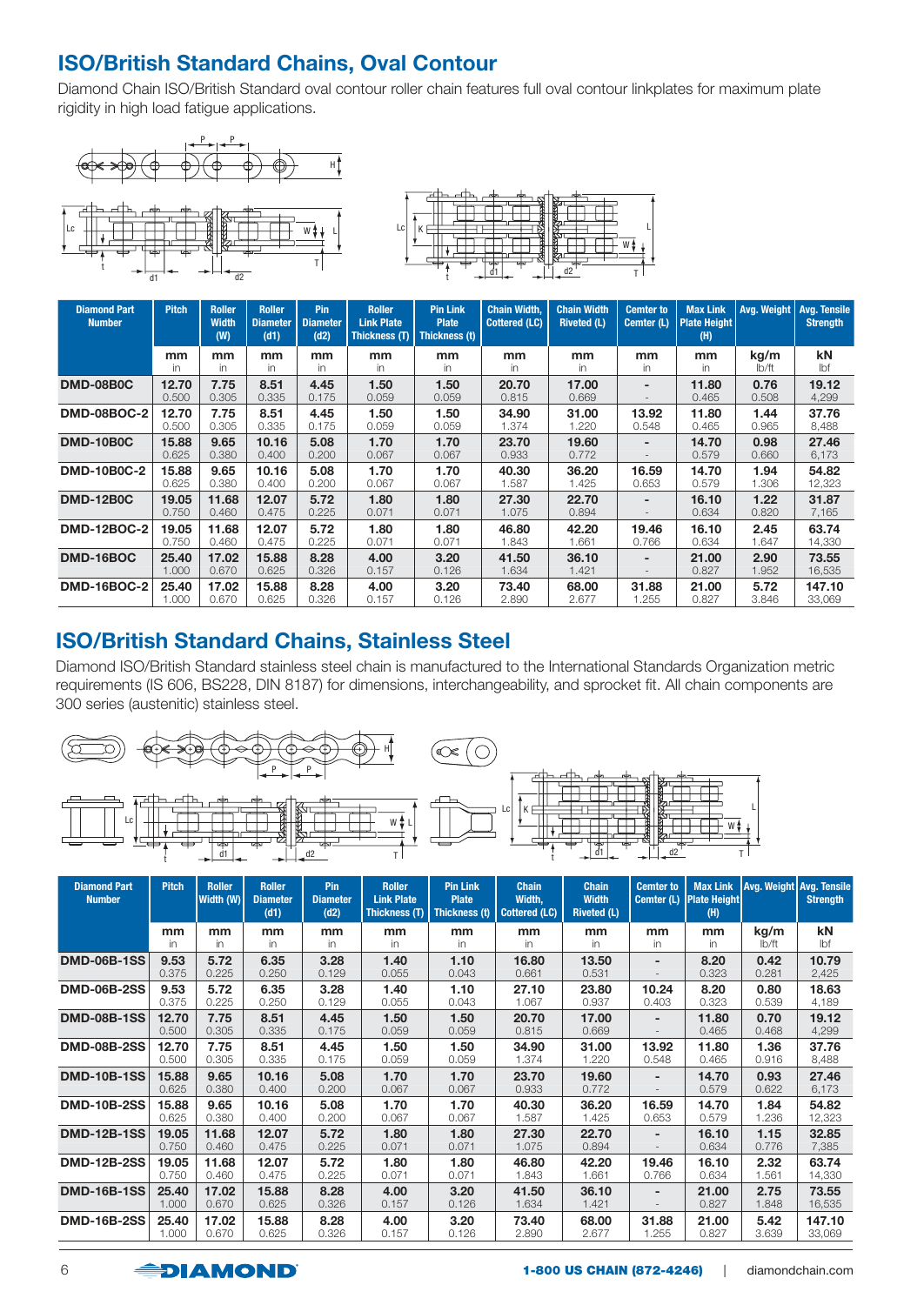## ISO/British Standard Chains, Oval Contour

Diamond Chain ISO/British Standard oval contour roller chain features full oval contour linkplates for maximum plate rigidity in high load fatigue applications.

| Diamond Part Number | Pitch | Roller Width (W) | Roller Diameter (d1) | Pin Diameter (d2) | Roller Link Plate Thickness (T) | Pin Link Plate Thickness (t) | Chain Width, Cottered (LC) | Chain Width Riveted (L) | Cemter to Cemter (L) | Max Link Plate Height (H) | Avg. Weight | Avg. Tensile Strength |
|---|---|---|---|---|---|---|---|---|---|---|---|---|
| | mm / in | mm / in | mm / in | mm / in | mm / in | mm / in | mm / in | mm / in | mm / in | mm / in | kg/m / lb/ft | kN / lbf |
| DMD-08B0C | 12.70 / 0.500 | 7.75 / 0.305 | 8.51 / 0.335 | 4.45 / 0.175 | 1.50 / 0.059 | 1.50 / 0.059 | 20.70 / 0.815 | 17.00 / 0.669 | - / - | 11.80 / 0.465 | 0.76 / 0.508 | 19.12 / 4,299 |
| DMD-08BOC-2 | 12.70 / 0.500 | 7.75 / 0.305 | 8.51 / 0.335 | 4.45 / 0.175 | 1.50 / 0.059 | 1.50 / 0.059 | 34.90 / 1.374 | 31.00 / 1.220 | 13.92 / 0.548 | 11.80 / 0.465 | 1.44 / 0.965 | 37.76 / 8,488 |
| DMD-10B0C | 15.88 / 0.625 | 9.65 / 0.380 | 10.16 / 0.400 | 5.08 / 0.200 | 1.70 / 0.067 | 1.70 / 0.067 | 23.70 / 0.933 | 19.60 / 0.772 | - / - | 14.70 / 0.579 | 0.98 / 0.660 | 27.46 / 6,173 |
| DMD-10B0C-2 | 15.88 / 0.625 | 9.65 / 0.380 | 10.16 / 0.400 | 5.08 / 0.200 | 1.70 / 0.067 | 1.70 / 0.067 | 40.30 / 1.587 | 36.20 / 1.425 | 16.59 / 0.653 | 14.70 / 0.579 | 1.94 / 1.306 | 54.82 / 12,323 |
| DMD-12B0C | 19.05 / 0.750 | 11.68 / 0.460 | 12.07 / 0.475 | 5.72 / 0.225 | 1.80 / 0.071 | 1.80 / 0.071 | 27.30 / 1.075 | 22.70 / 0.894 | - / - | 16.10 / 0.634 | 1.22 / 0.820 | 31.87 / 7,165 |
| DMD-12BOC-2 | 19.05 / 0.750 | 11.68 / 0.460 | 12.07 / 0.475 | 5.72 / 0.225 | 1.80 / 0.071 | 1.80 / 0.071 | 46.80 / 1.843 | 42.20 / 1.661 | 19.46 / 0.766 | 16.10 / 0.634 | 2.45 / 1.647 | 63.74 / 14,330 |
| DMD-16BOC | 25.40 / 1.000 | 17.02 / 0.670 | 15.88 / 0.625 | 8.28 / 0.326 | 4.00 / 0.157 | 3.20 / 0.126 | 41.50 / 1.634 | 36.10 / 1.421 | - / - | 21.00 / 0.827 | 2.90 / 1.952 | 73.55 / 16,535 |
| DMD-16BOC-2 | 25.40 / 1.000 | 17.02 / 0.670 | 15.88 / 0.625 | 8.28 / 0.326 | 4.00 / 0.157 | 3.20 / 0.126 | 73.40 / 2.890 | 68.00 / 2.677 | 31.88 / 1.255 | 21.00 / 0.827 | 5.72 / 3.846 | 147.10 / 33,069 |

## ISO/British Standard Chains, Stainless Steel

Diamond ISO/British Standard stainless steel chain is manufactured to the International Standards Organization metric requirements (IS 606, BS228, DIN 8187) for dimensions, interchangeability, and sprocket fit. All chain components are 300 series (austenitic) stainless steel.

| Diamond Part Number | Pitch | Roller Width (W) | Roller Diameter (d1) | Pin Diameter (d2) | Roller Link Plate Thickness (T) | Pin Link Plate Thickness (t) | Chain Width, Cottered (LC) | Chain Width Riveted (L) | Cemter to Cemter (L) | Max Link Plate Height (H) | Avg. Weight | Avg. Tensile Strength |
|---|---|---|---|---|---|---|---|---|---|---|---|---|
| | mm / in | mm / in | mm / in | mm / in | mm / in | mm / in | mm / in | mm / in | mm / in | mm / in | kg/m / lb/ft | kN / lbf |
| DMD-06B-1SS | 9.53 / 0.375 | 5.72 / 0.225 | 6.35 / 0.250 | 3.28 / 0.129 | 1.40 / 0.055 | 1.10 / 0.043 | 16.80 / 0.661 | 13.50 / 0.531 | - / - | 8.20 / 0.323 | 0.42 / 0.281 | 10.79 / 2,425 |
| DMD-06B-2SS | 9.53 / 0.375 | 5.72 / 0.225 | 6.35 / 0.250 | 3.28 / 0.129 | 1.40 / 0.055 | 1.10 / 0.043 | 27.10 / 1.067 | 23.80 / 0.937 | 10.24 / 0.403 | 8.20 / 0.323 | 0.80 / 0.539 | 18.63 / 4,189 |
| DMD-08B-1SS | 12.70 / 0.500 | 7.75 / 0.305 | 8.51 / 0.335 | 4.45 / 0.175 | 1.50 / 0.059 | 1.50 / 0.059 | 20.70 / 0.815 | 17.00 / 0.669 | - / - | 11.80 / 0.465 | 0.70 / 0.468 | 19.12 / 4,299 |
| DMD-08B-2SS | 12.70 / 0.500 | 7.75 / 0.305 | 8.51 / 0.335 | 4.45 / 0.175 | 1.50 / 0.059 | 1.50 / 0.059 | 34.90 / 1.374 | 31.00 / 1.220 | 13.92 / 0.548 | 11.80 / 0.465 | 1.36 / 0.916 | 37.76 / 8,488 |
| DMD-10B-1SS | 15.88 / 0.625 | 9.65 / 0.380 | 10.16 / 0.400 | 5.08 / 0.200 | 1.70 / 0.067 | 1.70 / 0.067 | 23.70 / 0.933 | 19.60 / 0.772 | - / - | 14.70 / 0.579 | 0.93 / 0.622 | 27.46 / 6,173 |
| DMD-10B-2SS | 15.88 / 0.625 | 9.65 / 0.380 | 10.16 / 0.400 | 5.08 / 0.200 | 1.70 / 0.067 | 1.70 / 0.067 | 40.30 / 1.587 | 36.20 / 1.425 | 16.59 / 0.653 | 14.70 / 0.579 | 1.84 / 1.236 | 54.82 / 12,323 |
| DMD-12B-1SS | 19.05 / 0.750 | 11.68 / 0.460 | 12.07 / 0.475 | 5.72 / 0.225 | 1.80 / 0.071 | 1.80 / 0.071 | 27.30 / 1.075 | 22.70 / 0.894 | - / - | 16.10 / 0.634 | 1.15 / 0.776 | 32.85 / 7,385 |
| DMD-12B-2SS | 19.05 / 0.750 | 11.68 / 0.460 | 12.07 / 0.475 | 5.72 / 0.225 | 1.80 / 0.071 | 1.80 / 0.071 | 46.80 / 1.843 | 42.20 / 1.661 | 19.46 / 0.766 | 16.10 / 0.634 | 2.32 / 1.561 | 63.74 / 14,330 |
| DMD-16B-1SS | 25.40 / 1.000 | 17.02 / 0.670 | 15.88 / 0.625 | 8.28 / 0.326 | 4.00 / 0.157 | 3.20 / 0.126 | 41.50 / 1.634 | 36.10 / 1.421 | - / - | 21.00 / 0.827 | 2.75 / 1.848 | 73.55 / 16,535 |
| DMD-16B-2SS | 25.40 / 1.000 | 17.02 / 0.670 | 15.88 / 0.625 | 8.28 / 0.326 | 4.00 / 0.157 | 3.20 / 0.126 | 73.40 / 2.890 | 68.00 / 2.677 | 31.88 / 1.255 | 21.00 / 0.827 | 5.42 / 3.639 | 147.10 / 33,069 |

DIAMOND — 1-800 US CHAIN (872-4246) | diamondchain.com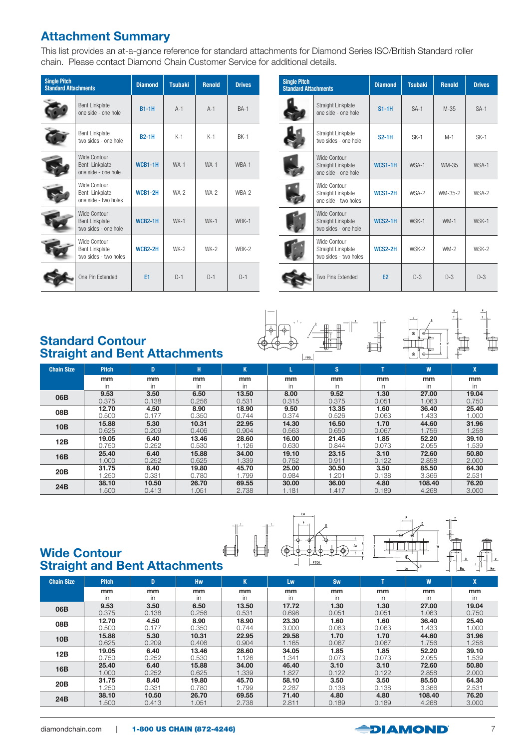## Attachment Summary

This list provides an at-a-glance reference for standard attachments for Diamond Series ISO/British Standard roller chain. Please contact Diamond Chain Customer Service for additional details.

| Single Pitch Standard Attachments | Diamond | Tsubaki | Renold | Drives |
|---|---|---|---|---|
| Bent Linkplate one side - one hole | B1-1H | A-1 | A-1 | BA-1 |
| Bent Linkplate two sides - one hole | B2-1H | K-1 | K-1 | BK-1 |
| Wide Contour Bent Linkplate one side - one hole | WCB1-1H | WA-1 | WA-1 | WBA-1 |
| Wide Contour Bent Linkplate one side - two holes | WCB1-2H | WA-2 | WA-2 | WBA-2 |
| Wide Contour Bent Linkplate two sides - one hole | WCB2-1H | WK-1 | WK-1 | WBK-1 |
| Wide Contour Bent Linkplate two sides - two holes | WCB2-2H | WK-2 | WK-2 | WBK-2 |
| One Pin Extended | E1 | D-1 | D-1 | D-1 |

| Single Pitch Standard Attachments | Diamond | Tsubaki | Renold | Drives |
|---|---|---|---|---|
| Straight Linkplate one side - one hole | S1-1H | SA-1 | M-35 | SA-1 |
| Straight Linkplate two sides - one hole | S2-1H | SK-1 | M-1 | SK-1 |
| Wide Contour Straight Linkplate one side - one hole | WCS1-1H | WSA-1 | WM-35 | WSA-1 |
| Wide Contour Straight Linkplate one side - two holes | WCS1-2H | WSA-2 | WM-35-2 | WSA-2 |
| Wide Contour Straight Linkplate two sides - one hole | WCS2-1H | WSK-1 | WM-1 | WSK-1 |
| Wide Contour Straight Linkplate two sides - two holes | WCS2-2H | WSK-2 | WM-2 | WSK-2 |
| Two Pins Extended | E2 | D-3 | D-3 | D-3 |

## Standard Contour Straight and Bent Attachments

| Chain Size | Pitch | D | H | K | L | S | T | W | X |
|---|---|---|---|---|---|---|---|---|---|
| | mm / in | mm / in | mm / in | mm / in | mm / in | mm / in | mm / in | mm / in | mm / in |
| 06B | 9.53 / 0.375 | 3.50 / 0.138 | 6.50 / 0.256 | 13.50 / 0.531 | 8.00 / 0.315 | 9.52 / 0.375 | 1.30 / 0.051 | 27.00 / 1.063 | 19.04 / 0.750 |
| 08B | 12.70 / 0.500 | 4.50 / 0.177 | 8.90 / 0.350 | 18.90 / 0.744 | 9.50 / 0.374 | 13.35 / 0.526 | 1.60 / 0.063 | 36.40 / 1.433 | 25.40 / 1.000 |
| 10B | 15.88 / 0.625 | 5.30 / 0.209 | 10.31 / 0.406 | 22.95 / 0.904 | 14.30 / 0.563 | 16.50 / 0.650 | 1.70 / 0.067 | 44.60 / 1.756 | 31.96 / 1.258 |
| 12B | 19.05 / 0.750 | 6.40 / 0.252 | 13.46 / 0.530 | 28.60 / 1.126 | 16.00 / 0.630 | 21.45 / 0.844 | 1.85 / 0.073 | 52.20 / 2.055 | 39.10 / 1.539 |
| 16B | 25.40 / 1.000 | 6.40 / 0.252 | 15.88 / 0.625 | 34.00 / 1.339 | 19.10 / 0.752 | 23.15 / 0.911 | 3.10 / 0.122 | 72.60 / 2.858 | 50.80 / 2.000 |
| 20B | 31.75 / 1.250 | 8.40 / 0.331 | 19.80 / 0.780 | 45.70 / 1.799 | 25.00 / 0.984 | 30.50 / 1.201 | 3.50 / 0.138 | 85.50 / 3.366 | 64.30 / 2.531 |
| 24B | 38.10 / 1.500 | 10.50 / 0.413 | 26.70 / 1.051 | 69.55 / 2.738 | 30.00 / 1.181 | 36.00 / 1.417 | 4.80 / 0.189 | 108.40 / 4.268 | 76.20 / 3.000 |

## Wide Contour Straight and Bent Attachments

| Chain Size | Pitch | D | Hw | K | Lw | Sw | T | W | X |
|---|---|---|---|---|---|---|---|---|---|
| | mm / in | mm / in | mm / in | mm / in | mm / in | mm / in | mm / in | mm / in | mm / in |
| 06B | 9.53 / 0.375 | 3.50 / 0.138 | 6.50 / 0.256 | 13.50 / 0.531 | 17.72 / 0.698 | 1.30 / 0.051 | 1.30 / 0.051 | 27.00 / 1.063 | 19.04 / 0.750 |
| 08B | 12.70 / 0.500 | 4.50 / 0.177 | 8.90 / 0.350 | 18.90 / 0.744 | 23.30 / 3.000 | 1.60 / 0.063 | 1.60 / 0.063 | 36.40 / 1.433 | 25.40 / 1.000 |
| 10B | 15.88 / 0.625 | 5.30 / 0.209 | 10.31 / 0.406 | 22.95 / 0.904 | 29.58 / 1.165 | 1.70 / 0.067 | 1.70 / 0.067 | 44.60 / 1.756 | 31.96 / 1.258 |
| 12B | 19.05 / 0.750 | 6.40 / 0.252 | 13.46 / 0.530 | 28.60 / 1.126 | 34.05 / 1.341 | 1.85 / 0.073 | 1.85 / 0.073 | 52.20 / 2.055 | 39.10 / 1.539 |
| 16B | 25.40 / 1.000 | 6.40 / 0.252 | 15.88 / 0.625 | 34.00 / 1.339 | 46.40 / 1.827 | 3.10 / 0.122 | 3.10 / 0.122 | 72.60 / 2.858 | 50.80 / 2.000 |
| 20B | 31.75 / 1.250 | 8.40 / 0.331 | 19.80 / 0.780 | 45.70 / 1.799 | 58.10 / 2.287 | 3.50 / 0.138 | 3.50 / 0.138 | 85.50 / 3.366 | 64.30 / 2.531 |
| 24B | 38.10 / 1.500 | 10.50 / 0.413 | 26.70 / 1.051 | 69.55 / 2.738 | 71.40 / 2.811 | 4.80 / 0.189 | 4.80 / 0.189 | 108.40 / 4.268 | 76.20 / 3.000 |

diamondchain.com | 1-800 US CHAIN (872-4246)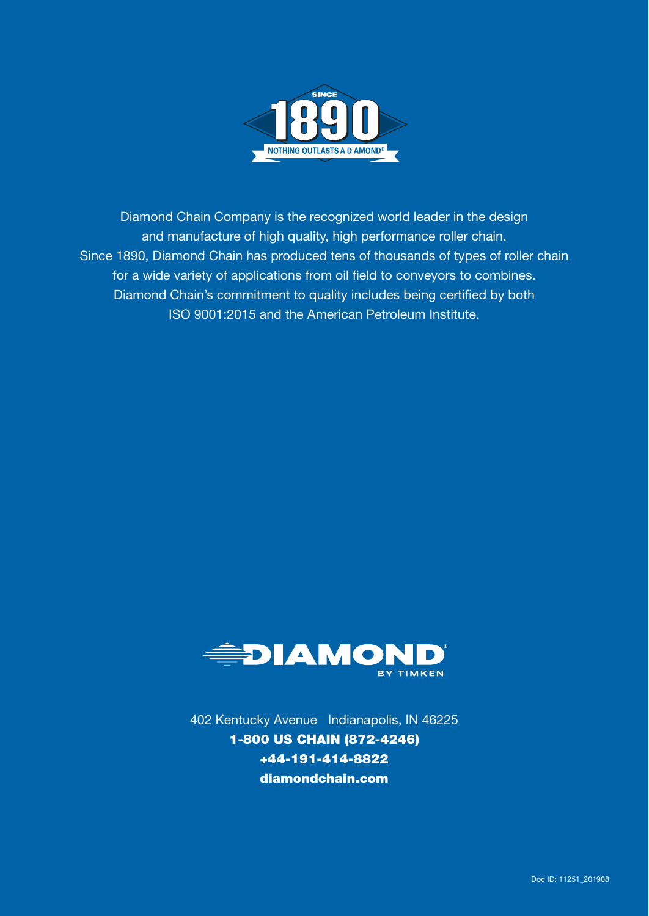SINCE

1890

NOTHING OUTLASTS A DIAMOND®

Diamond Chain Company is the recognized world leader in the design and manufacture of high quality, high performance roller chain. Since 1890, Diamond Chain has produced tens of thousands of types of roller chain for a wide variety of applications from oil field to conveyors to combines. Diamond Chain's commitment to quality includes being certified by both ISO 9001:2015 and the American Petroleum Institute.

DIAMOND®
BY TIMKEN

402 Kentucky Avenue   Indianapolis, IN 46225

**1-800 US CHAIN (872-4246)**

**+44-191-414-8822**

**diamondchain.com**

Doc ID: 11251_201908